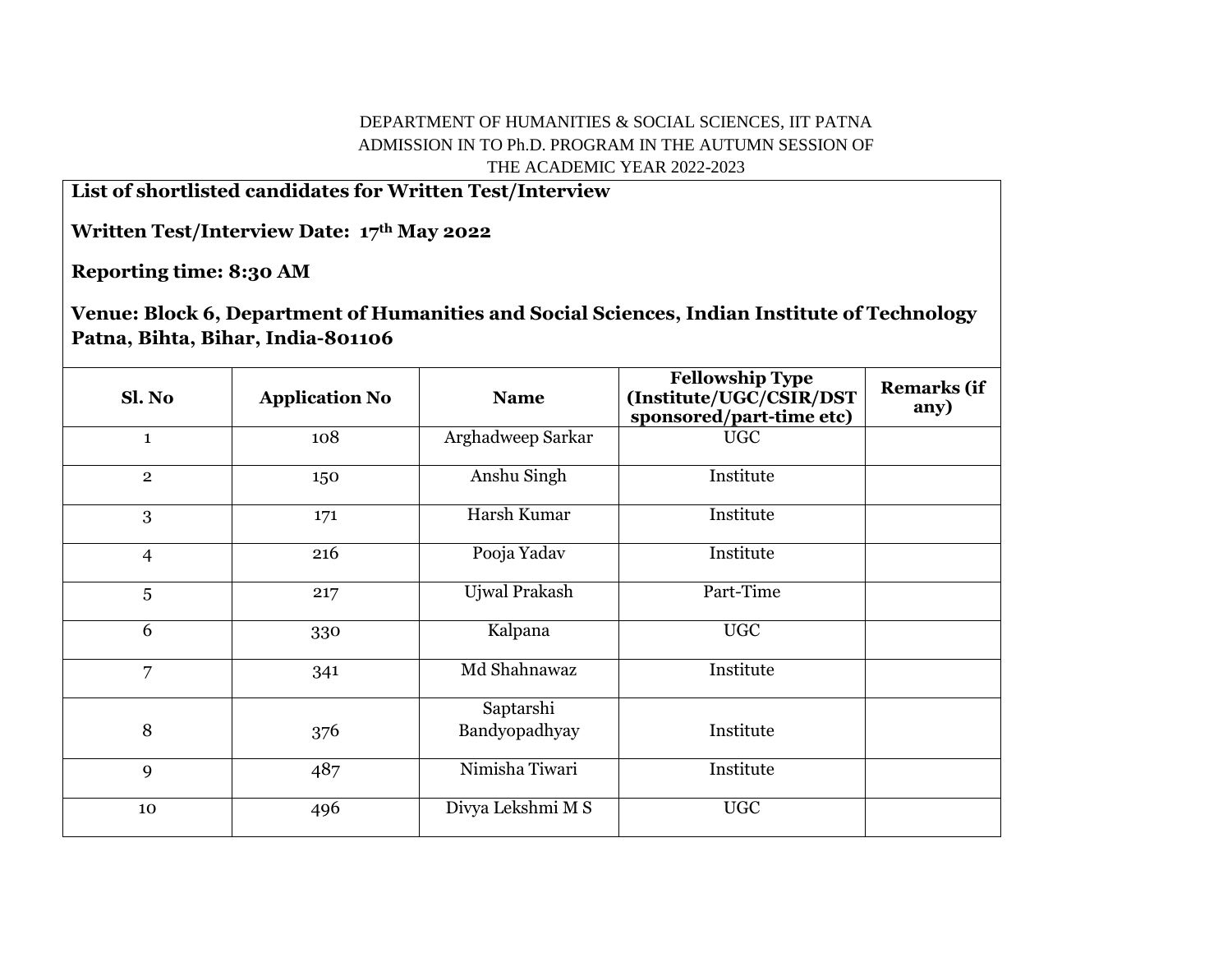DEPARTMENT OF HUMANITIES & SOCIAL SCIENCES, IIT PATNA
ADMISSION IN TO Ph.D. PROGRAM IN THE AUTUMN SESSION OF
THE ACADEMIC YEAR 2022-2023

**List of shortlisted candidates for Written Test/Interview**

**Written Test/Interview Date: 17th May 2022**

**Reporting time: 8:30 AM**

**Venue: Block 6, Department of Humanities and Social Sciences, Indian Institute of Technology Patna, Bihta, Bihar, India-801106**

| Sl. No | Application No | Name | Fellowship Type (Institute/UGC/CSIR/DST sponsored/part-time etc) | Remarks (if any) |
|---|---|---|---|---|
| 1 | 108 | Arghadweep Sarkar | UGC | |
| 2 | 150 | Anshu Singh | Institute | |
| 3 | 171 | Harsh Kumar | Institute | |
| 4 | 216 | Pooja Yadav | Institute | |
| 5 | 217 | Ujwal Prakash | Part-Time | |
| 6 | 330 | Kalpana | UGC | |
| 7 | 341 | Md Shahnawaz | Institute | |
| 8 | 376 | Saptarshi Bandyopadhyay | Institute | |
| 9 | 487 | Nimisha Tiwari | Institute | |
| 10 | 496 | Divya Lekshmi M S | UGC | |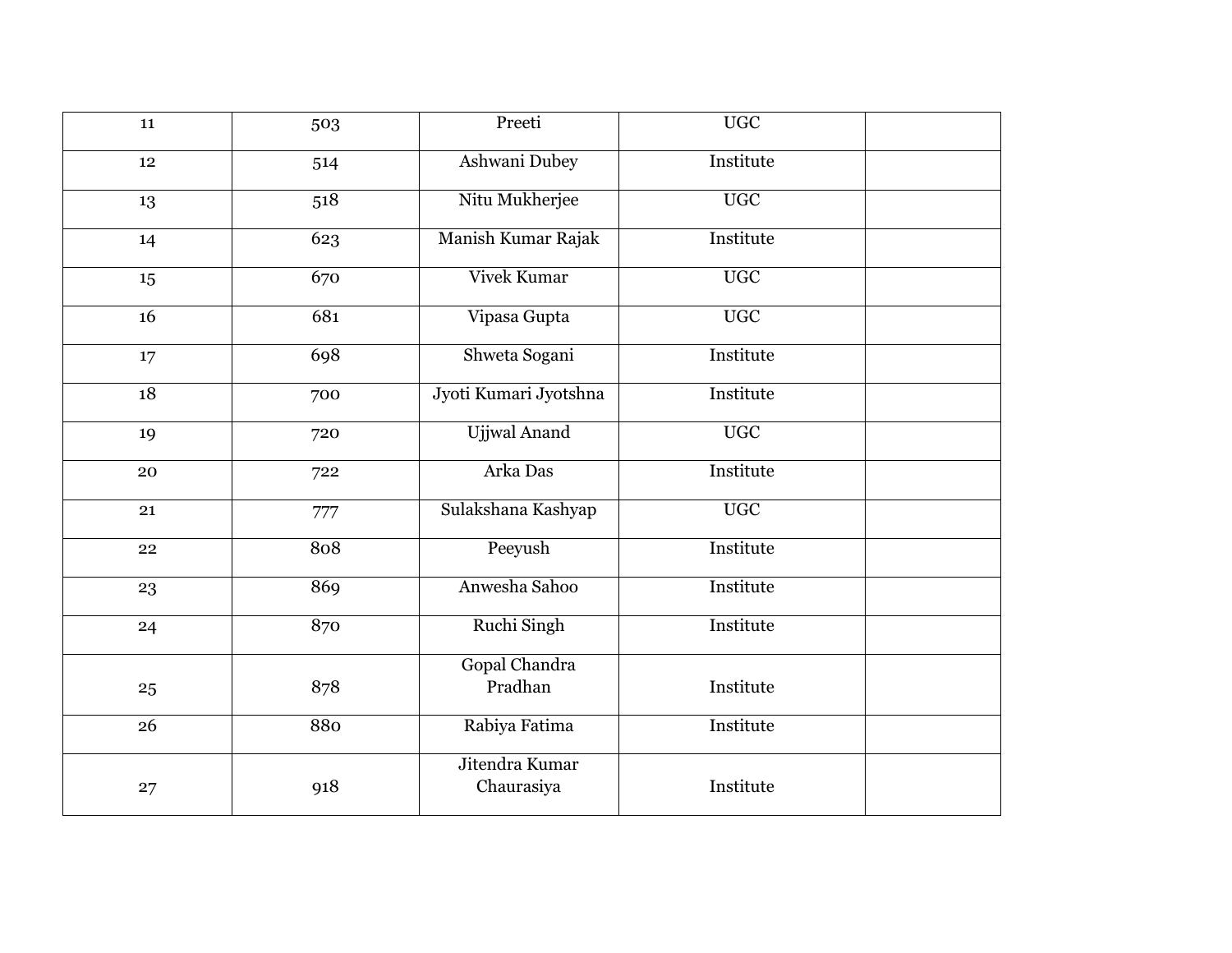| | | | | |
|---|---|---|---|---|
| 11 | 503 | Preeti | UGC | |
| 12 | 514 | Ashwani Dubey | Institute | |
| 13 | 518 | Nitu Mukherjee | UGC | |
| 14 | 623 | Manish Kumar Rajak | Institute | |
| 15 | 670 | Vivek Kumar | UGC | |
| 16 | 681 | Vipasa Gupta | UGC | |
| 17 | 698 | Shweta Sogani | Institute | |
| 18 | 700 | Jyoti Kumari Jyotshna | Institute | |
| 19 | 720 | Ujjwal Anand | UGC | |
| 20 | 722 | Arka Das | Institute | |
| 21 | 777 | Sulakshana Kashyap | UGC | |
| 22 | 808 | Peeyush | Institute | |
| 23 | 869 | Anwesha Sahoo | Institute | |
| 24 | 870 | Ruchi Singh | Institute | |
| 25 | 878 | Gopal Chandra Pradhan | Institute | |
| 26 | 880 | Rabiya Fatima | Institute | |
| 27 | 918 | Jitendra Kumar Chaurasiya | Institute | |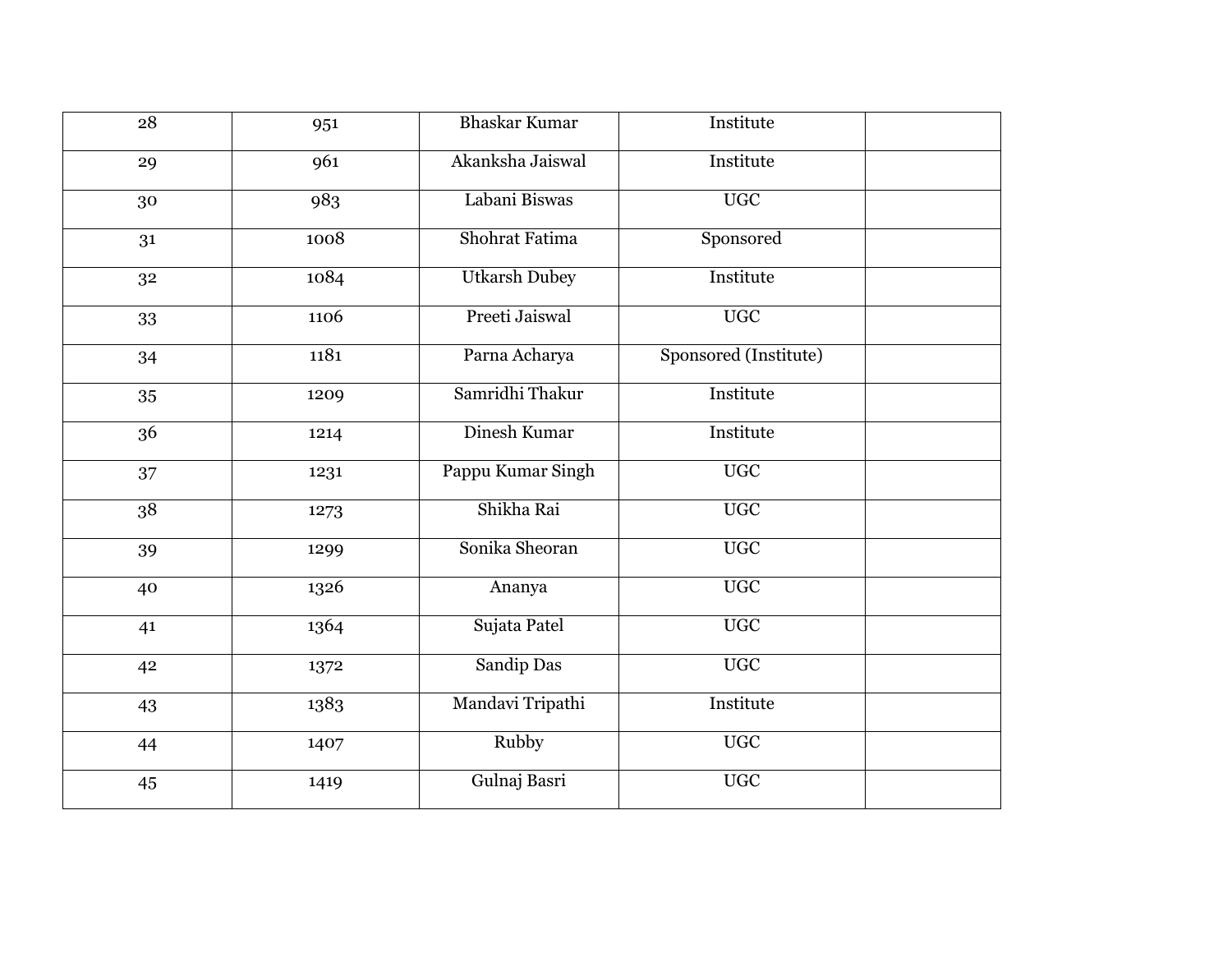| | | | | |
|---|---|---|---|---|
| 28 | 951 | Bhaskar Kumar | Institute | |
| 29 | 961 | Akanksha Jaiswal | Institute | |
| 30 | 983 | Labani Biswas | UGC | |
| 31 | 1008 | Shohrat Fatima | Sponsored | |
| 32 | 1084 | Utkarsh Dubey | Institute | |
| 33 | 1106 | Preeti Jaiswal | UGC | |
| 34 | 1181 | Parna Acharya | Sponsored (Institute) | |
| 35 | 1209 | Samridhi Thakur | Institute | |
| 36 | 1214 | Dinesh Kumar | Institute | |
| 37 | 1231 | Pappu Kumar Singh | UGC | |
| 38 | 1273 | Shikha Rai | UGC | |
| 39 | 1299 | Sonika Sheoran | UGC | |
| 40 | 1326 | Ananya | UGC | |
| 41 | 1364 | Sujata Patel | UGC | |
| 42 | 1372 | Sandip Das | UGC | |
| 43 | 1383 | Mandavi Tripathi | Institute | |
| 44 | 1407 | Rubby | UGC | |
| 45 | 1419 | Gulnaj Basri | UGC | |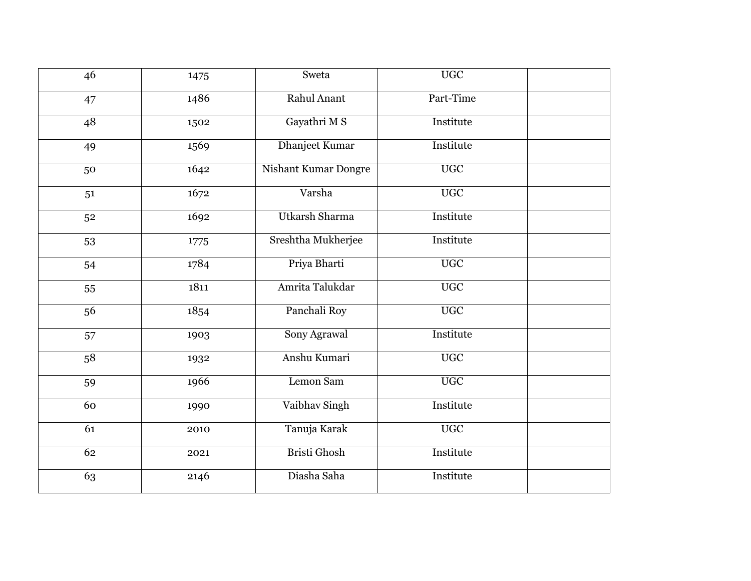| | | | | |
|---|---|---|---|---|
| 46 | 1475 | Sweta | UGC | |
| 47 | 1486 | Rahul Anant | Part-Time | |
| 48 | 1502 | Gayathri M S | Institute | |
| 49 | 1569 | Dhanjeet Kumar | Institute | |
| 50 | 1642 | Nishant Kumar Dongre | UGC | |
| 51 | 1672 | Varsha | UGC | |
| 52 | 1692 | Utkarsh Sharma | Institute | |
| 53 | 1775 | Sreshtha Mukherjee | Institute | |
| 54 | 1784 | Priya Bharti | UGC | |
| 55 | 1811 | Amrita Talukdar | UGC | |
| 56 | 1854 | Panchali Roy | UGC | |
| 57 | 1903 | Sony Agrawal | Institute | |
| 58 | 1932 | Anshu Kumari | UGC | |
| 59 | 1966 | Lemon Sam | UGC | |
| 60 | 1990 | Vaibhav Singh | Institute | |
| 61 | 2010 | Tanuja Karak | UGC | |
| 62 | 2021 | Bristi Ghosh | Institute | |
| 63 | 2146 | Diasha Saha | Institute | |